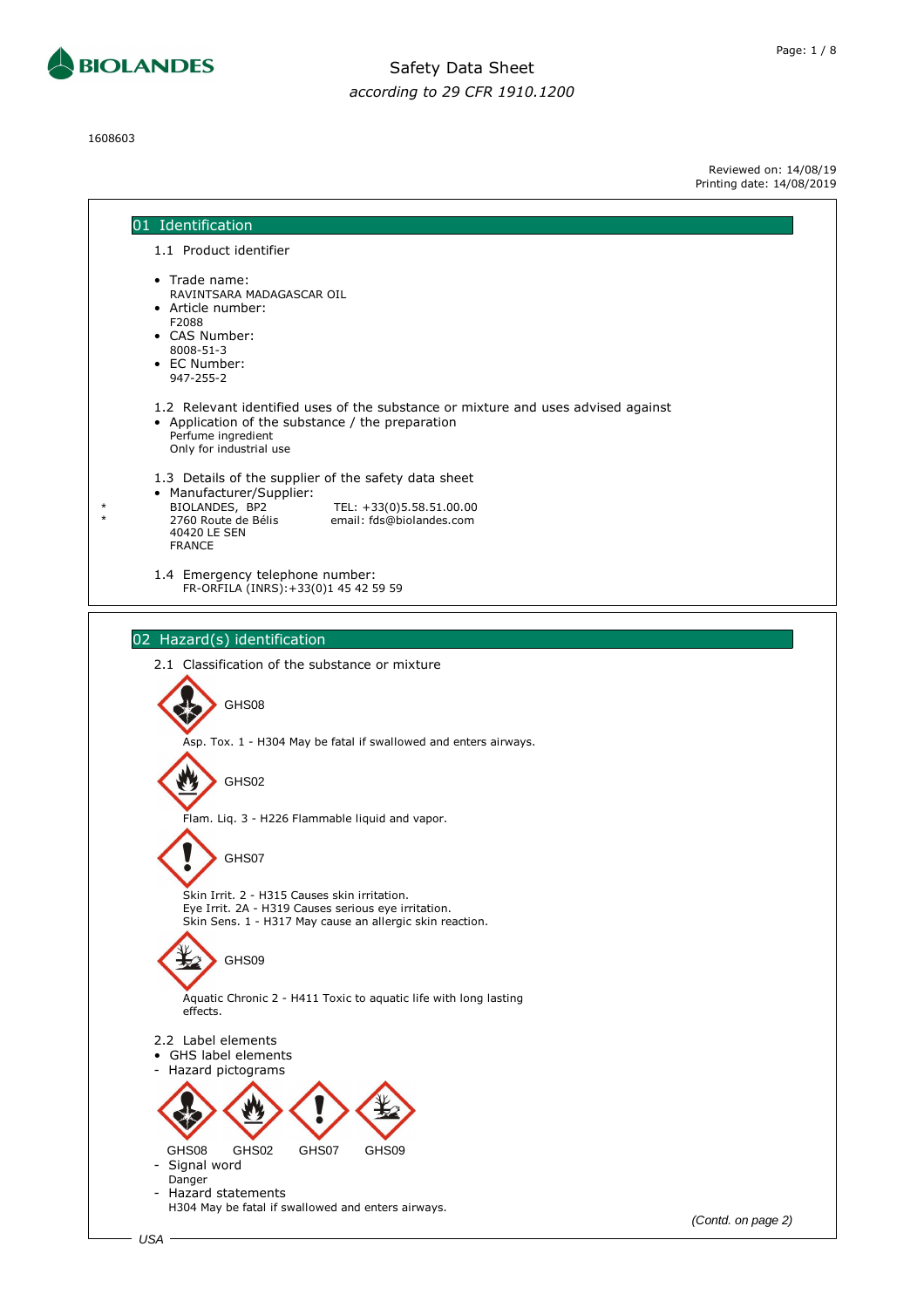BIOLANDES

# Safety Data Sheet

*according to 29 CFR 1910.1200*

1608603

Reviewed on: 14/08/19
Printing date: 14/08/2019

## 01 Identification

### 1.1 Product identifier

- Trade name:
  RAVINTSARA MADAGASCAR OIL
- Article number:
  F2088
- CAS Number:
  8008-51-3
- EC Number:
  947-255-2

### 1.2 Relevant identified uses of the substance or mixture and uses advised against

- Application of the substance / the preparation
  Perfume ingredient
  Only for industrial use

### 1.3 Details of the supplier of the safety data sheet

- Manufacturer/Supplier:

  \* BIOLANDES, BP2
  \* 2760 Route de Bélis
  40420 LE SEN
  FRANCE

  TEL: +33(0)5.58.51.00.00
  email: fds@biolandes.com

### 1.4 Emergency telephone number:

FR-ORFILA (INRS):+33(0)1 45 42 59 59

## 02 Hazard(s) identification

### 2.1 Classification of the substance or mixture

GHS08

Asp. Tox. 1 - H304 May be fatal if swallowed and enters airways.

GHS02

Flam. Liq. 3 - H226 Flammable liquid and vapor.

GHS07

Skin Irrit. 2 - H315 Causes skin irritation.
Eye Irrit. 2A - H319 Causes serious eye irritation.
Skin Sens. 1 - H317 May cause an allergic skin reaction.

GHS09

Aquatic Chronic 2 - H411 Toxic to aquatic life with long lasting effects.

### 2.2 Label elements

- GHS label elements
- Hazard pictograms

GHS08 GHS02 GHS07 GHS09

- Signal word
  Danger
- Hazard statements
  H304 May be fatal if swallowed and enters airways.

(Contd. on page 2)

USA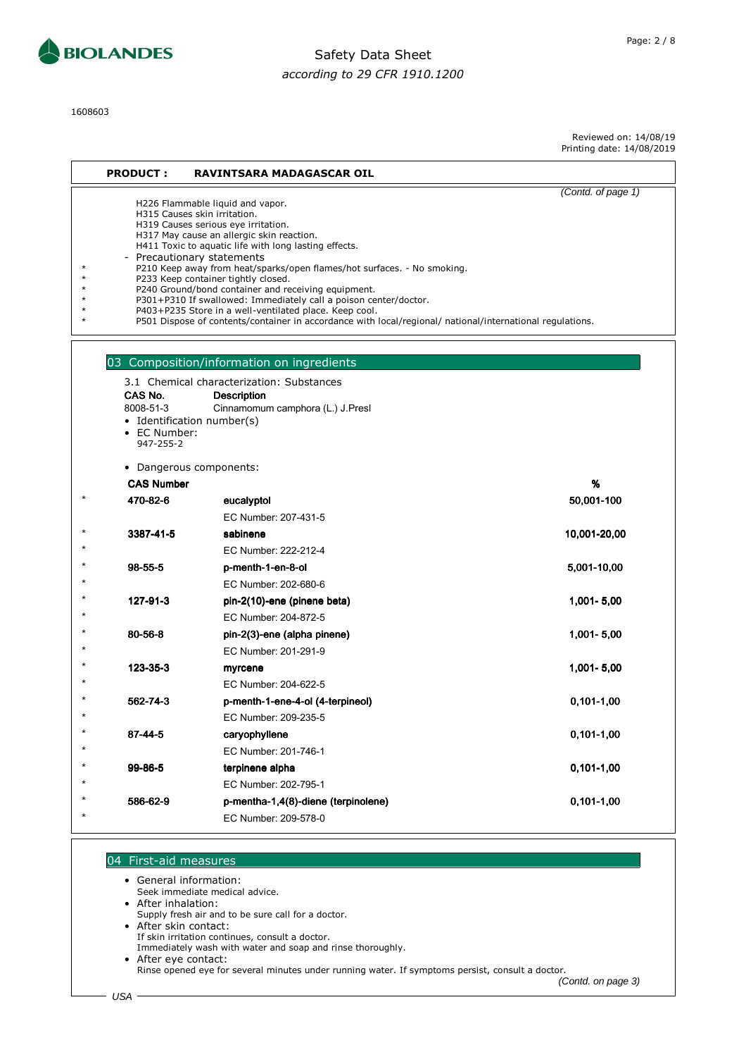1608603

Reviewed on: 14/08/19
Printing date: 14/08/2019

**PRODUCT : RAVINTSARA MADAGASCAR OIL**

*(Contd. of page 1)*

H226 Flammable liquid and vapor.
H315 Causes skin irritation.
H319 Causes serious eye irritation.
H317 May cause an allergic skin reaction.
H411 Toxic to aquatic life with long lasting effects.

- Precautionary statements

\* P210 Keep away from heat/sparks/open flames/hot surfaces. - No smoking.
\* P233 Keep container tightly closed.
\* P240 Ground/bond container and receiving equipment.
\* P301+P310 If swallowed: Immediately call a poison center/doctor.
\* P403+P235 Store in a well-ventilated place. Keep cool.
\* P501 Dispose of contents/container in accordance with local/regional/ national/international regulations.

## 03 Composition/information on ingredients

3.1 Chemical characterization: Substances

| CAS No. | Description |
|---|---|
| 8008-51-3 | Cinnamomum camphora (L.) J.Presl |

- Identification number(s)
- EC Number:
  947-255-2

- Dangerous components:

| | CAS Number | | % |
|---|---|---|---|
| * | **470-82-6** | **eucalyptol** | **50,001-100** |
| | | EC Number: 207-431-5 | |
| * | **3387-41-5** | **sabinene** | **10,001-20,00** |
| * | | EC Number: 222-212-4 | |
| * | **98-55-5** | **p-menth-1-en-8-ol** | **5,001-10,00** |
| * | | EC Number: 202-680-6 | |
| * | **127-91-3** | **pin-2(10)-ene (pinene beta)** | **1,001- 5,00** |
| * | | EC Number: 204-872-5 | |
| * | **80-56-8** | **pin-2(3)-ene (alpha pinene)** | **1,001- 5,00** |
| * | | EC Number: 201-291-9 | |
| * | **123-35-3** | **myrcene** | **1,001- 5,00** |
| * | | EC Number: 204-622-5 | |
| * | **562-74-3** | **p-menth-1-ene-4-ol (4-terpineol)** | **0,101-1,00** |
| * | | EC Number: 209-235-5 | |
| * | **87-44-5** | **caryophyllene** | **0,101-1,00** |
| * | | EC Number: 201-746-1 | |
| * | **99-86-5** | **terpinene alpha** | **0,101-1,00** |
| * | | EC Number: 202-795-1 | |
| * | **586-62-9** | **p-mentha-1,4(8)-diene (terpinolene)** | **0,101-1,00** |
| * | | EC Number: 209-578-0 | |

## 04 First-aid measures

- General information:
  Seek immediate medical advice.
- After inhalation:
  Supply fresh air and to be sure call for a doctor.
- After skin contact:
  If skin irritation continues, consult a doctor.
  Immediately wash with water and soap and rinse thoroughly.
- After eye contact:
  Rinse opened eye for several minutes under running water. If symptoms persist, consult a doctor.

*(Contd. on page 3)*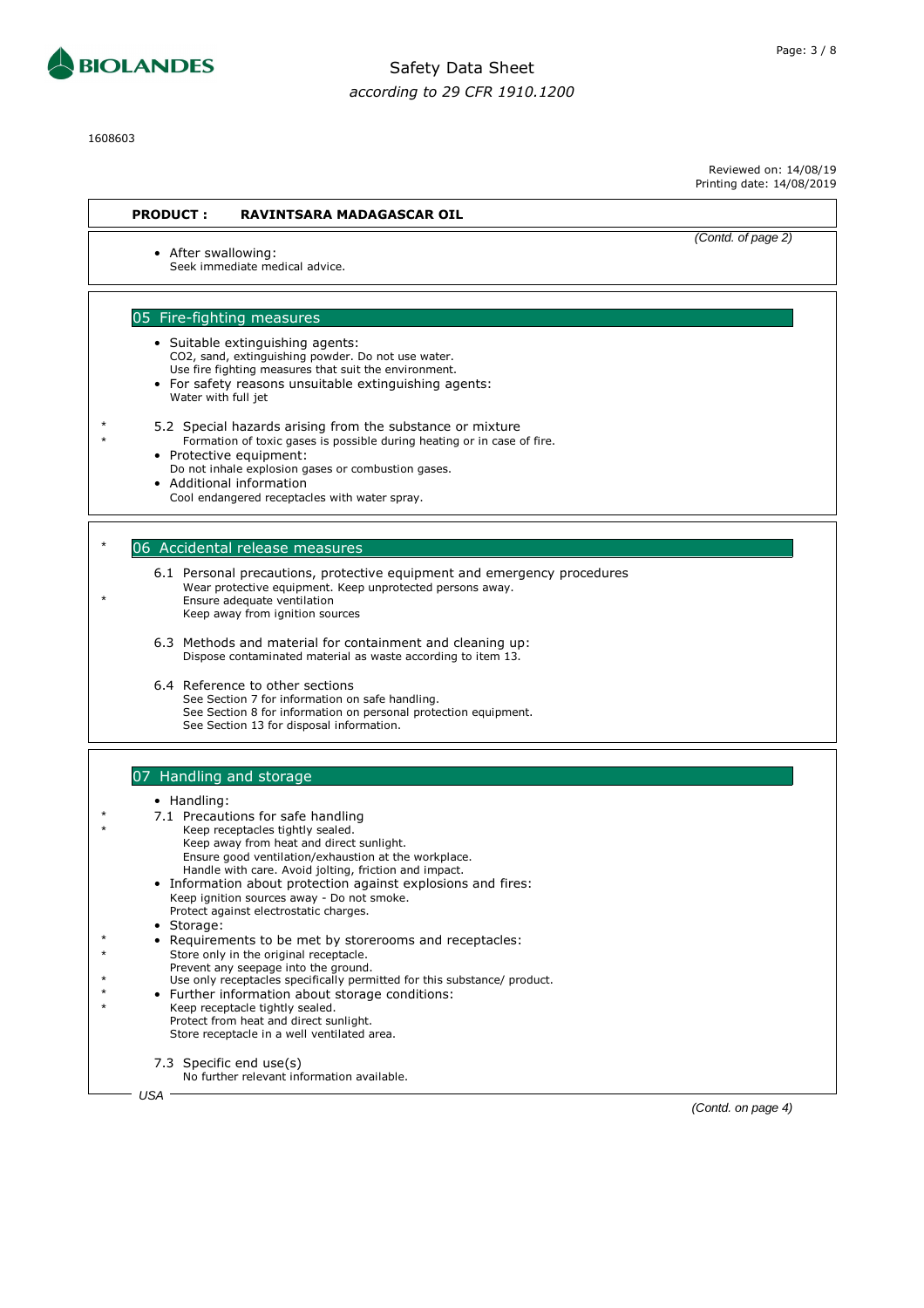**PRODUCT : RAVINTSARA MADAGASCAR OIL**

*(Contd. of page 2)*

- After swallowing:
  Seek immediate medical advice.

## 05 Fire-fighting measures

- Suitable extinguishing agents:
  $CO_2$, sand, extinguishing powder. Do not use water.
  Use fire fighting measures that suit the environment.
- For safety reasons unsuitable extinguishing agents:
  Water with full jet

\* 5.2 Special hazards arising from the substance or mixture
\* Formation of toxic gases is possible during heating or in case of fire.

- Protective equipment:
  Do not inhale explosion gases or combustion gases.
- Additional information
  Cool endangered receptacles with water spray.

## \* 06 Accidental release measures

6.1 Personal precautions, protective equipment and emergency procedures
Wear protective equipment. Keep unprotected persons away.
\* Ensure adequate ventilation
Keep away from ignition sources

6.3 Methods and material for containment and cleaning up:
Dispose contaminated material as waste according to item 13.

6.4 Reference to other sections
See Section 7 for information on safe handling.
See Section 8 for information on personal protection equipment.
See Section 13 for disposal information.

## 07 Handling and storage

- Handling:

\* 7.1 Precautions for safe handling
\* Keep receptacles tightly sealed.
Keep away from heat and direct sunlight.
Ensure good ventilation/exhaustion at the workplace.
Handle with care. Avoid jolting, friction and impact.

- Information about protection against explosions and fires:
  Keep ignition sources away - Do not smoke.
  Protect against electrostatic charges.
- Storage:
- \* Requirements to be met by storerooms and receptacles:
  \* Store only in the original receptacle.
  Prevent any seepage into the ground.
  \* Use only receptacles specifically permitted for this substance/ product.
- \* Further information about storage conditions:
  \* Keep receptacle tightly sealed.
  Protect from heat and direct sunlight.
  Store receptacle in a well ventilated area.

7.3 Specific end use(s)
No further relevant information available.

*(Contd. on page 4)*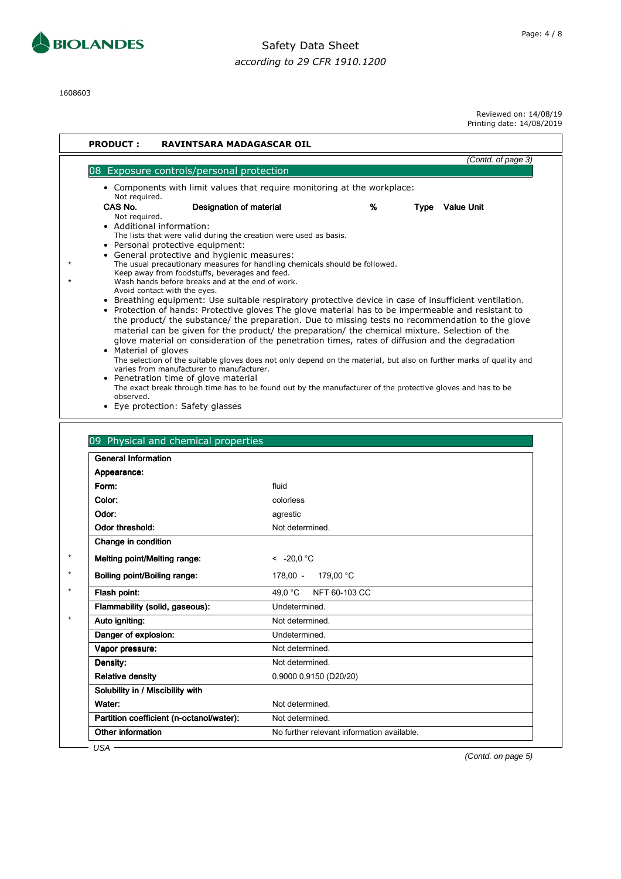1608603

Reviewed on: 14/08/19
Printing date: 14/08/2019

**PRODUCT : RAVINTSARA MADAGASCAR OIL**

*(Contd. of page 3)*

## 08 Exposure controls/personal protection

- Components with limit values that require monitoring at the workplace:
  Not required.

| CAS No. | Designation of material | % | Type | Value Unit |
|---|---|---|---|---|
| Not required. | | | | |

- Additional information:
  The lists that were valid during the creation were used as basis.
- Personal protective equipment:
- General protective and hygienic measures:
  The usual precautionary measures for handling chemicals should be followed.
  Keep away from foodstuffs, beverages and feed.
  Wash hands before breaks and at the end of work.
  Avoid contact with the eyes.
- Breathing equipment: Use suitable respiratory protective device in case of insufficient ventilation.
- Protection of hands: Protective gloves The glove material has to be impermeable and resistant to the product/ the substance/ the preparation. Due to missing tests no recommendation to the glove material can be given for the product/ the preparation/ the chemical mixture. Selection of the glove material on consideration of the penetration times, rates of diffusion and the degradation
- Material of gloves
  The selection of the suitable gloves does not only depend on the material, but also on further marks of quality and varies from manufacturer to manufacturer.
- Penetration time of glove material
  The exact break through time has to be found out by the manufacturer of the protective gloves and has to be observed.
- Eye protection: Safety glasses

## 09 Physical and chemical properties

| | |
|---|---|
| **General Information** | |
| **Appearance:** | |
| **Form:** | fluid |
| **Color:** | colorless |
| **Odor:** | agrestic |
| **Odor threshold:** | Not determined. |
| **Change in condition** | |
| **Melting point/Melting range:** | < -20,0 °C |
| **Boiling point/Boiling range:** | 178,00 - 179,00 °C |
| **Flash point:** | 49,0 °C NFT 60-103 CC |
| **Flammability (solid, gaseous):** | Undetermined. |
| **Auto igniting:** | Not determined. |
| **Danger of explosion:** | Undetermined. |
| **Vapor pressure:** | Not determined. |
| **Density:** | Not determined. |
| **Relative density** | 0,9000 0,9150 (D20/20) |
| **Solubility in / Miscibility with** | |
| **Water:** | Not determined. |
| **Partition coefficient (n-octanol/water):** | Not determined. |
| **Other information** | No further relevant information available. |

*(Contd. on page 5)*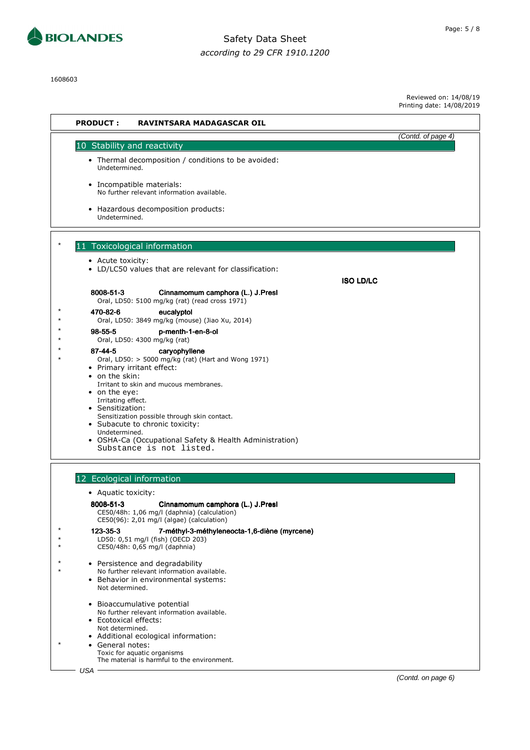1608603

Reviewed on: 14/08/19
Printing date: 14/08/2019

**PRODUCT : RAVINTSARA MADAGASCAR OIL**

*(Contd. of page 4)*

## 10 Stability and reactivity

- Thermal decomposition / conditions to be avoided:
  Undetermined.
- Incompatible materials:
  No further relevant information available.
- Hazardous decomposition products:
  Undetermined.

## * 11 Toxicological information

- Acute toxicity:
- LD/LC50 values that are relevant for classification:

**ISO LD/LC**

**8008-51-3 Cinnamomum camphora (L.) J.Presl**
Oral, LD50: 5100 mg/kg (rat) (read cross 1971)

\* **470-82-6 eucalyptol**
\* Oral, LD50: 3849 mg/kg (mouse) (Jiao Xu, 2014)

\* **98-55-5 p-menth-1-en-8-ol**
\* Oral, LD50: 4300 mg/kg (rat)

\* **87-44-5 caryophyllene**
\* Oral, LD50: > 5000 mg/kg (rat) (Hart and Wong 1971)

- Primary irritant effect:
- on the skin:
  Irritant to skin and mucous membranes.
- on the eye:
  Irritating effect.
- Sensitization:
  Sensitization possible through skin contact.
- Subacute to chronic toxicity:
  Undetermined.
- OSHA-Ca (Occupational Safety & Health Administration)
  Substance is not listed.

## 12 Ecological information

- Aquatic toxicity:

**8008-51-3 Cinnamomum camphora (L.) J.Presl**
CE50/48h: 1,06 mg/l (daphnia) (calculation)
CE50(96): 2,01 mg/l (algae) (calculation)

\* **123-35-3 7-méthyl-3-méthyleneocta-1,6-diène (myrcene)**
\* LD50: 0,51 mg/l (fish) (OECD 203)
\* CE50/48h: 0,65 mg/l (daphnia)

\* - Persistence and degradability
\* No further relevant information available.
- Behavior in environmental systems:
  Not determined.
- Bioaccumulative potential
  No further relevant information available.
- Ecotoxical effects:
  Not determined.
- Additional ecological information:

\* - General notes:
  Toxic for aquatic organisms
  The material is harmful to the environment.

USA

*(Contd. on page 6)*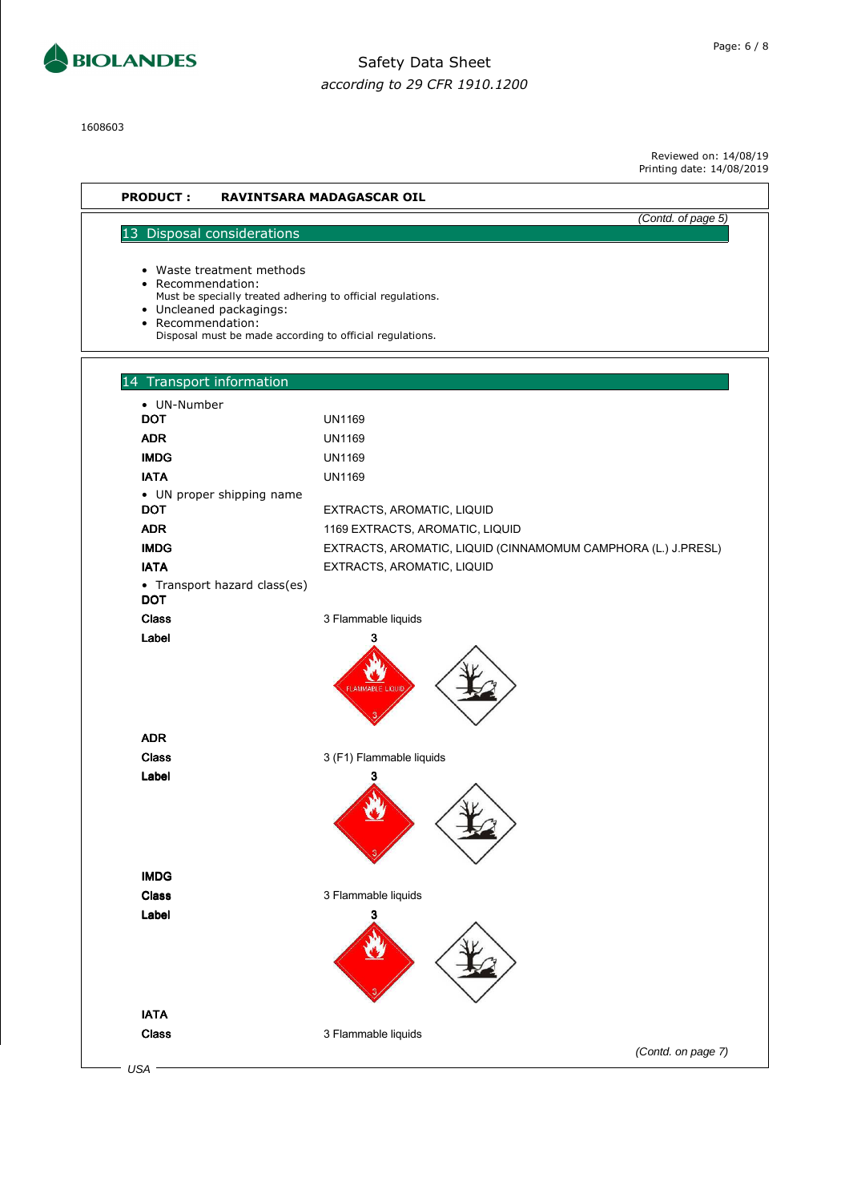1608603

Reviewed on: 14/08/19
Printing date: 14/08/2019

**PRODUCT : RAVINTSARA MADAGASCAR OIL**

*(Contd. of page 5)*

## 13 Disposal considerations

- Waste treatment methods
- Recommendation:
  Must be specially treated adhering to official regulations.
- Uncleaned packagings:
- Recommendation:
  Disposal must be made according to official regulations.

## 14 Transport information

- UN-Number

| | |
|---|---|
| **DOT** | UN1169 |
| **ADR** | UN1169 |
| **IMDG** | UN1169 |
| **IATA** | UN1169 |

- UN proper shipping name

| | |
|---|---|
| **DOT** | EXTRACTS, AROMATIC, LIQUID |
| **ADR** | 1169 EXTRACTS, AROMATIC, LIQUID |
| **IMDG** | EXTRACTS, AROMATIC, LIQUID (CINNAMOMUM CAMPHORA (L.) J.PRESL) |
| **IATA** | EXTRACTS, AROMATIC, LIQUID |

- Transport hazard class(es)

**DOT**

| | |
|---|---|
| **Class** | 3 Flammable liquids |
| **Label** | 3 |

**ADR**

| | |
|---|---|
| **Class** | 3 (F1) Flammable liquids |
| **Label** | 3 |

**IMDG**

| | |
|---|---|
| **Class** | 3 Flammable liquids |
| **Label** | 3 |

**IATA**

| | |
|---|---|
| **Class** | 3 Flammable liquids |

*(Contd. on page 7)*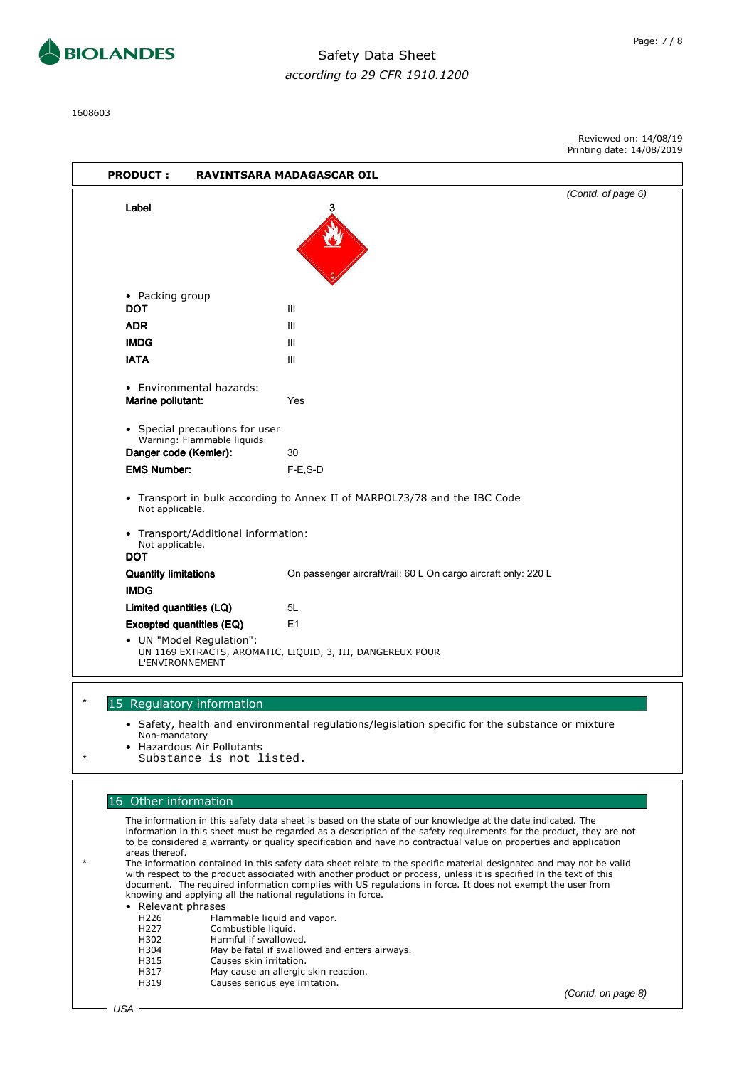1608603

Reviewed on: 14/08/19
Printing date: 14/08/2019

**PRODUCT : RAVINTSARA MADAGASCAR OIL**

*(Contd. of page 6)*

**Label** 3

- Packing group

| | |
|---|---|
| **DOT** | III |
| **ADR** | III |
| **IMDG** | III |
| **IATA** | III |

- Environmental hazards:

**Marine pollutant:** Yes

- Special precautions for user
  Warning: Flammable liquids

| | |
|---|---|
| **Danger code (Kemler):** | 30 |
| **EMS Number:** | F-E,S-D |

- Transport in bulk according to Annex II of MARPOL73/78 and the IBC Code
  Not applicable.

- Transport/Additional information:
  Not applicable.

**DOT**

| | |
|---|---|
| **Quantity limitations** | On passenger aircraft/rail: 60 L On cargo aircraft only: 220 L |

**IMDG**

| | |
|---|---|
| **Limited quantities (LQ)** | 5L |
| **Excepted quantities (EQ)** | E1 |

- UN "Model Regulation":
  UN 1169 EXTRACTS, AROMATIC, LIQUID, 3, III, DANGEREUX POUR L'ENVIRONNEMENT

## 15 Regulatory information

- Safety, health and environmental regulations/legislation specific for the substance or mixture
  Non-mandatory
- Hazardous Air Pollutants
  Substance is not listed.

## 16 Other information

The information in this safety data sheet is based on the state of our knowledge at the date indicated. The information in this sheet must be regarded as a description of the safety requirements for the product, they are not to be considered a warranty or quality specification and have no contractual value on properties and application areas thereof.

The information contained in this safety data sheet relate to the specific material designated and may not be valid with respect to the product associated with another product or process, unless it is specified in the text of this document. The required information complies with US regulations in force. It does not exempt the user from knowing and applying all the national regulations in force.

- Relevant phrases

| | |
|---|---|
| H226 | Flammable liquid and vapor. |
| H227 | Combustible liquid. |
| H302 | Harmful if swallowed. |
| H304 | May be fatal if swallowed and enters airways. |
| H315 | Causes skin irritation. |
| H317 | May cause an allergic skin reaction. |
| H319 | Causes serious eye irritation. |

*(Contd. on page 8)*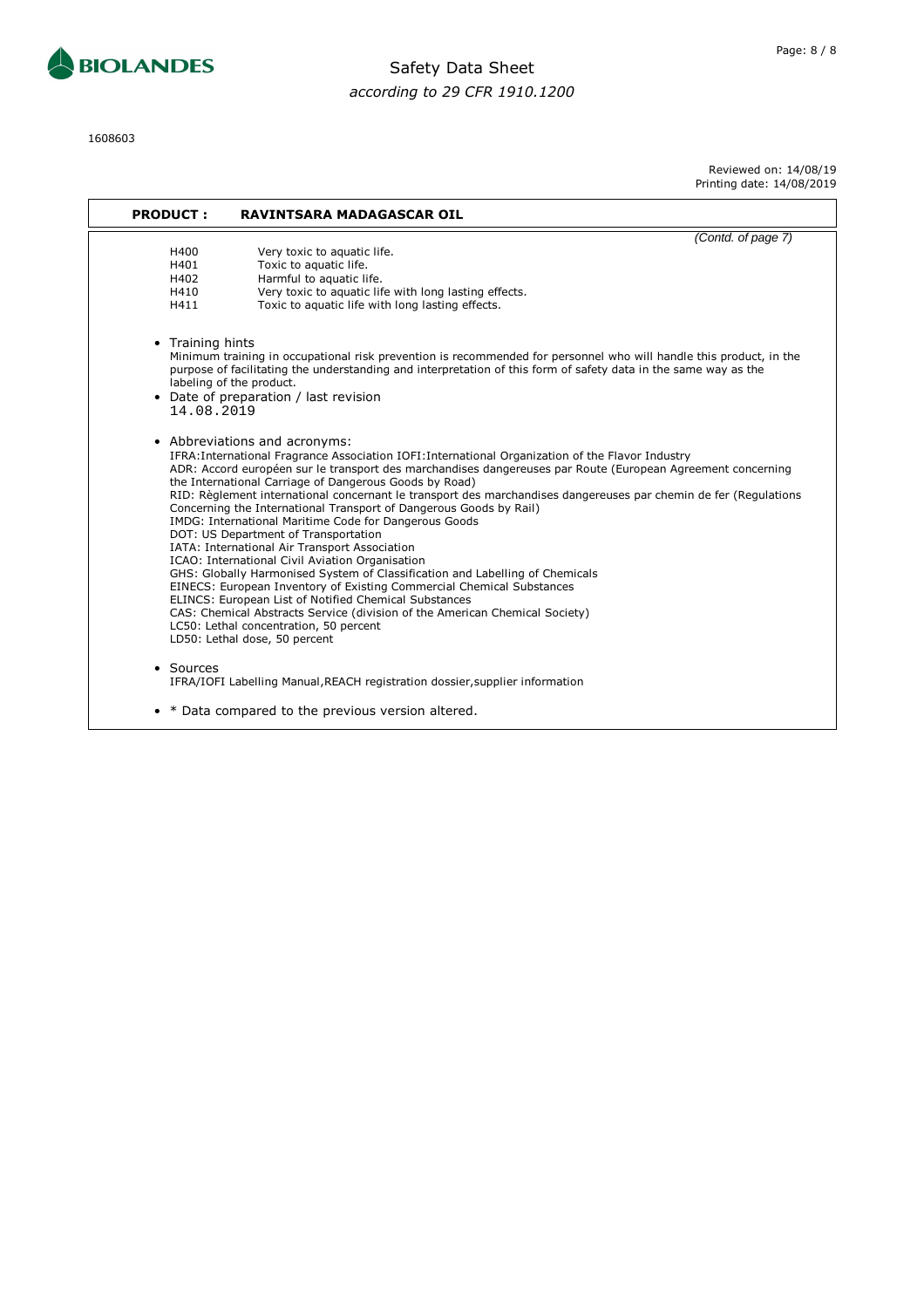**PRODUCT : RAVINTSARA MADAGASCAR OIL**

*(Contd. of page 7)*

| | |
|---|---|
| H400 | Very toxic to aquatic life. |
| H401 | Toxic to aquatic life. |
| H402 | Harmful to aquatic life. |
| H410 | Very toxic to aquatic life with long lasting effects. |
| H411 | Toxic to aquatic life with long lasting effects. |

- Training hints
  Minimum training in occupational risk prevention is recommended for personnel who will handle this product, in the purpose of facilitating the understanding and interpretation of this form of safety data in the same way as the labeling of the product.
- Date of preparation / last revision
  14.08.2019
- Abbreviations and acronyms:
  IFRA:International Fragrance Association IOFI:International Organization of the Flavor Industry
  ADR: Accord européen sur le transport des marchandises dangereuses par Route (European Agreement concerning the International Carriage of Dangerous Goods by Road)
  RID: Règlement international concernant le transport des marchandises dangereuses par chemin de fer (Regulations Concerning the International Transport of Dangerous Goods by Rail)
  IMDG: International Maritime Code for Dangerous Goods
  DOT: US Department of Transportation
  IATA: International Air Transport Association
  ICAO: International Civil Aviation Organisation
  GHS: Globally Harmonised System of Classification and Labelling of Chemicals
  EINECS: European Inventory of Existing Commercial Chemical Substances
  ELINCS: European List of Notified Chemical Substances
  CAS: Chemical Abstracts Service (division of the American Chemical Society)
  LC50: Lethal concentration, 50 percent
  LD50: Lethal dose, 50 percent
- Sources
  IFRA/IOFI Labelling Manual,REACH registration dossier,supplier information
- * Data compared to the previous version altered.